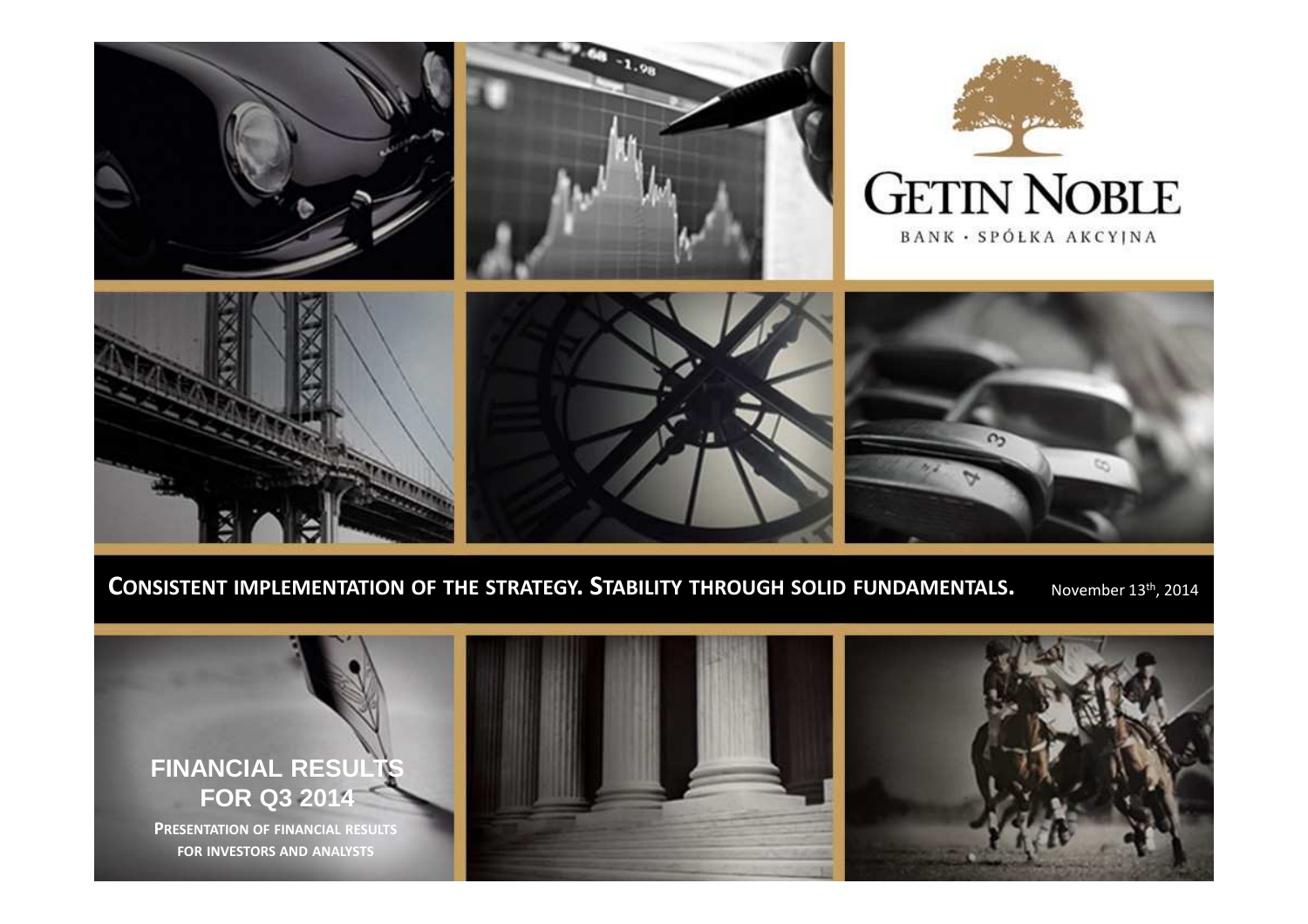# GETIN NOBLE

BANK · SPÓŁKA AKCYJNA

**CONSISTENT IMPLEMENTATION OF THE STRATEGY. STABILITY THROUGH SOLID FUNDAMENTALS.**

November 13th, 2014

## FINANCIAL RESULTS FOR Q3 2014

**PRESENTATION OF FINANCIAL RESULTS FOR INVESTORS AND ANALYSTS**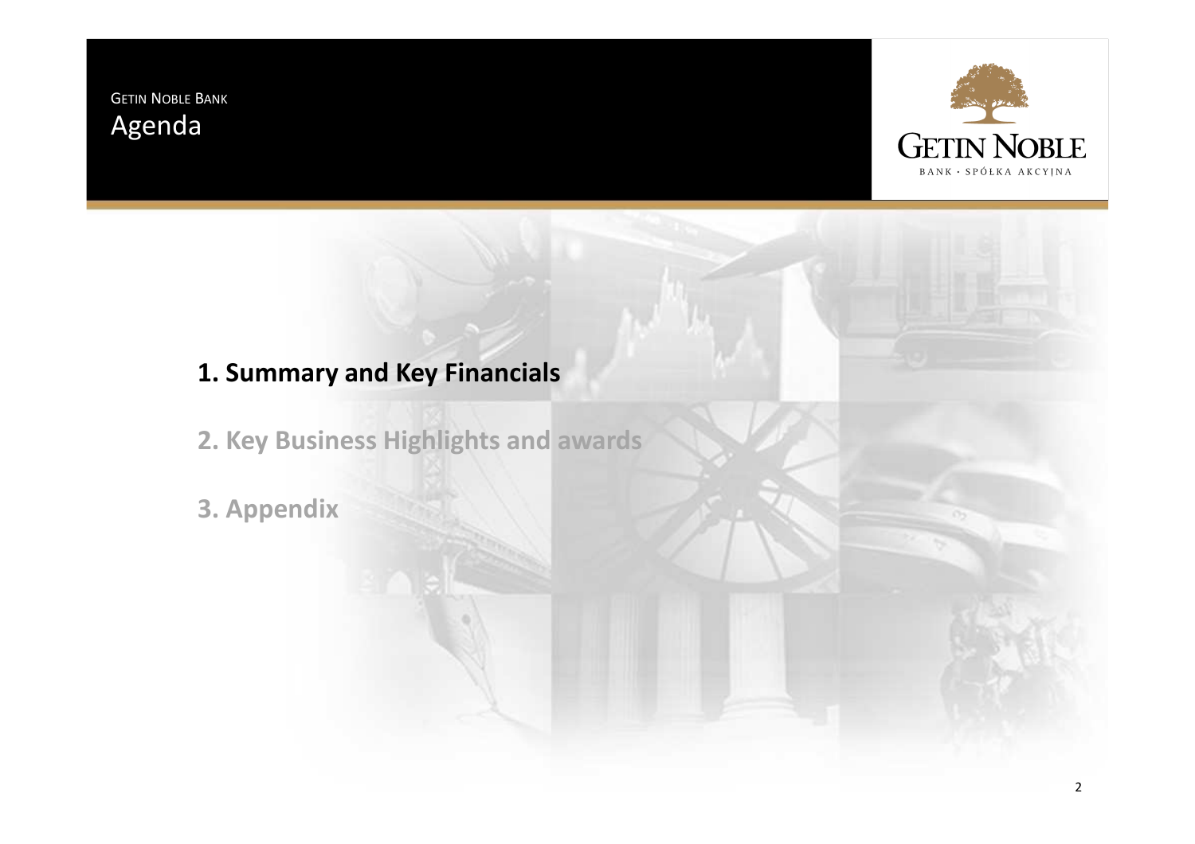# Agenda

1. **Summary and Key Financials**

2. **Key Business Highlights and awards**

3. **Appendix**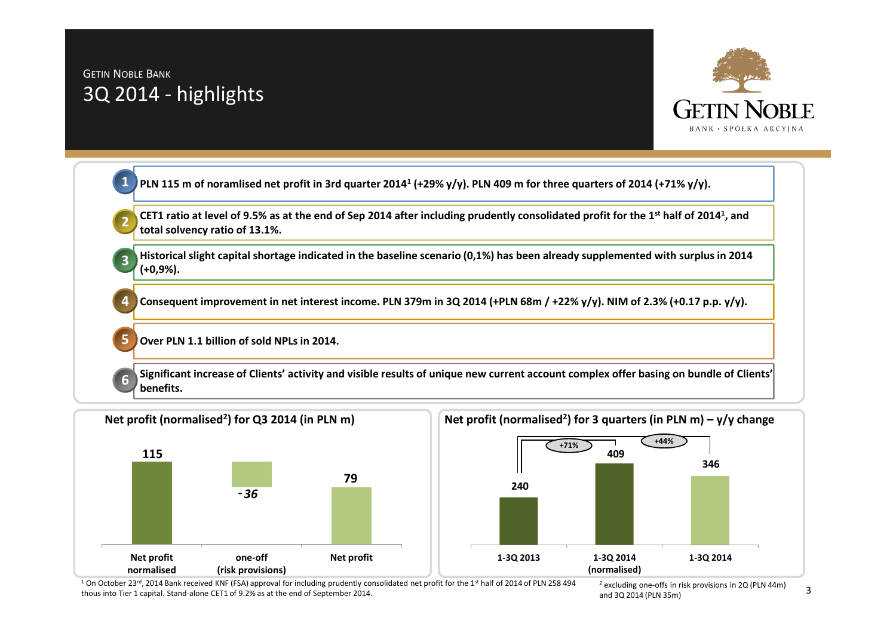GETIN NOBLE BANK

# 3Q 2014 - highlights

1. **PLN 115 m of noramlised net profit in 3rd quarter 2014[1] (+29% y/y). PLN 409 m for three quarters of 2014 (+71% y/y).**
2. **CET1 ratio at level of 9.5% as at the end of Sep 2014 after including prudently consolidated profit for the 1st half of 2014[1], and total solvency ratio of 13.1%.**
3. **Historical slight capital shortage indicated in the baseline scenario (0,1%) has been already supplemented with surplus in 2014 (+0,9%).**
4. **Consequent improvement in net interest income. PLN 379m in 3Q 2014 (+PLN 68m / +22% y/y). NIM of 2.3% (+0.17 p.p. y/y).**
5. **Over PLN 1.1 billion of sold NPLs in 2014.**
6. **Significant increase of Clients' activity and visible results of unique new current account complex offer basing on bundle of Clients' benefits.**

**Net profit (normalised[2]) for Q3 2014 (in PLN m)**

| Net profit normalised | one-off (risk provisions) | Net profit |
|---|---|---|
| 115 | -36 | 79 |

**Net profit (normalised[2]) for 3 quarters (in PLN m) – y/y change**

| 1-3Q 2013 | 1-3Q 2014 (normalised) | 1-3Q 2014 |
|---|---|---|
| 240 | 409 | 346 |

+71% (1-3Q 2014 normalised vs 1-3Q 2013); +44% (1-3Q 2014 vs 1-3Q 2013)

[1] On October 23rd, 2014 Bank received KNF (FSA) approval for including prudently consolidated net profit for the 1st half of 2014 of PLN 258 494 thous into Tier 1 capital. Stand-alone CET1 of 9.2% as at the end of September 2014.

[2] excluding one-offs in risk provisions in 2Q (PLN 44m) and 3Q 2014 (PLN 35m)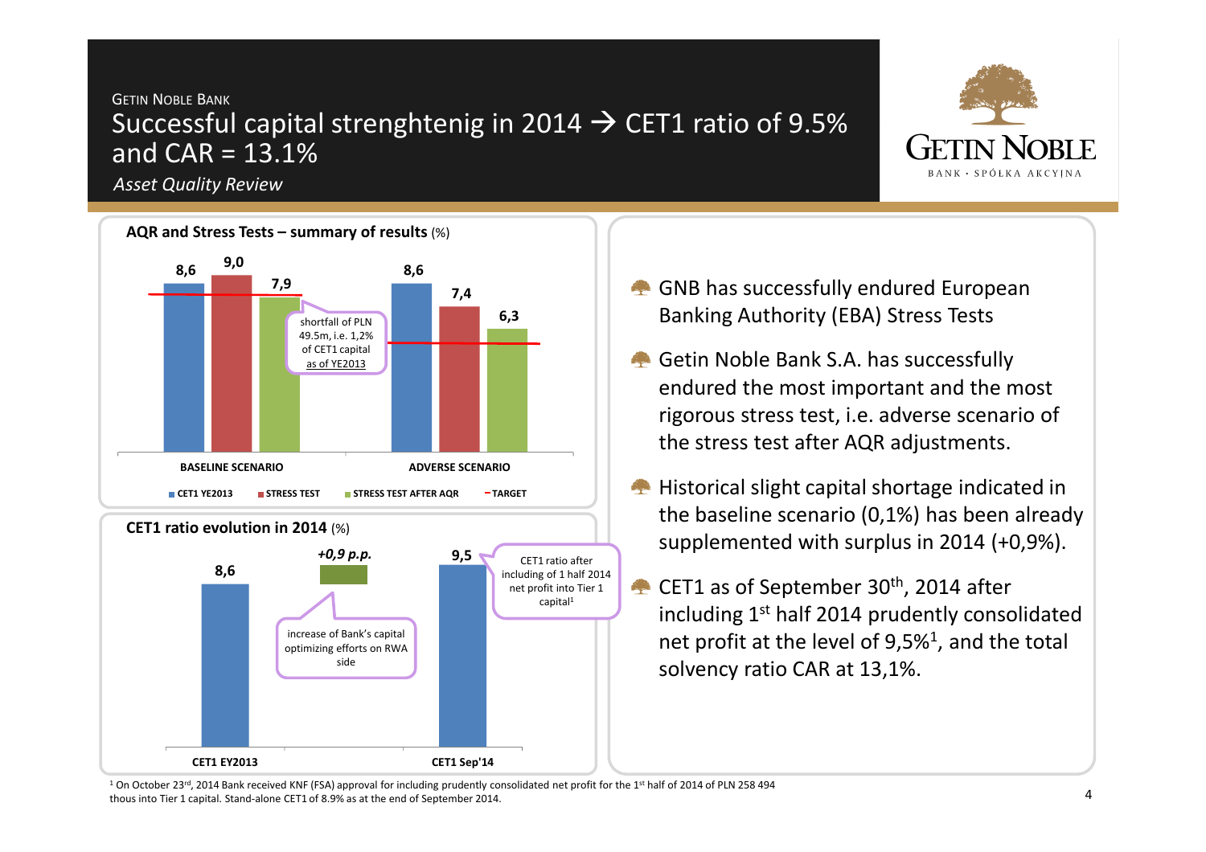GETIN NOBLE BANK

# Successful capital strenghtenig in 2014 → CET1 ratio of 9.5% and CAR = 13.1%

*Asset Quality Review*

**AQR and Stress Tests – summary of results** (%)

| | CET1 YE2013 | STRESS TEST | STRESS TEST AFTER AQR |
|---|---|---|---|
| BASELINE SCENARIO | 8,6 | 9,0 | 7,9 |
| ADVERSE SCENARIO | 8,6 | 7,4 | 6,3 |

shortfall of PLN 49.5m, i.e. 1,2% of CET1 capital as of YE2013

**CET1 ratio evolution in 2014** (%)

| CET1 EY2013 | | CET1 Sep'14 |
|---|---|---|
| 8,6 | +0,9 p.p. | 9,5 |

increase of Bank's capital optimizing efforts on RWA side

CET1 ratio after including 1 half 2014 net profit into Tier 1 capital[1]

- GNB has successfully endured European Banking Authority (EBA) Stress Tests
- Getin Noble Bank S.A. has successfully endured the most important and the most rigorous stress test, i.e. adverse scenario of the stress test after AQR adjustments.
- Historical slight capital shortage indicated in the baseline scenario (0,1%) has been already supplemented with surplus in 2014 (+0,9%).
- CET1 as of September 30th, 2014 after including 1st half 2014 prudently consolidated net profit at the level of 9,5%[1], and the total solvency ratio CAR at 13,1%.

[1] On October 23rd, 2014 Bank received KNF (FSA) approval for including prudently consolidated net profit for the 1st half of 2014 of PLN 258 494 thous into Tier 1 capital. Stand-alone CET1 of 8.9% as at the end of September 2014.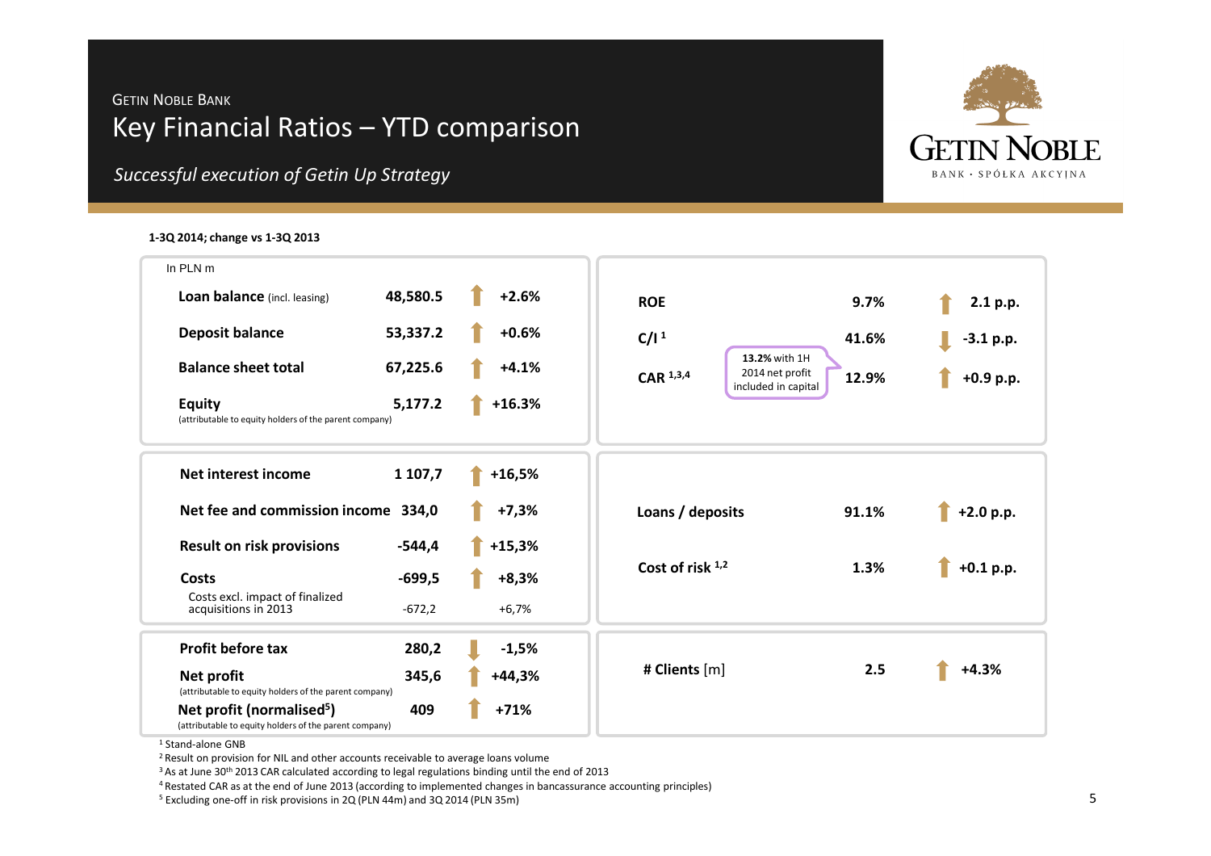GETIN NOBLE BANK

# Key Financial Ratios – YTD comparison

*Successful execution of Getin Up Strategy*

**1-3Q 2014; change vs 1-3Q 2013**

In PLN m

| | | Change |
|---|---|---|
| **Loan balance** (incl. leasing) | 48,580.5 | ↑ +2.6% |
| **Deposit balance** | 53,337.2 | ↑ +0.6% |
| **Balance sheet total** | 67,225.6 | ↑ +4.1% |
| **Equity** (attributable to equity holders of the parent company) | 5,177.2 | ↑ +16.3% |

| | | Change |
|---|---|---|
| **ROE** | 9.7% | ↑ 2.1 p.p. |
| **C/I** [1] | 41.6% | ↓ -3.1 p.p. |
| **CAR** [1,3,4] (13.2% with 1H 2014 net profit included in capital) | 12.9% | ↑ +0.9 p.p. |

| | | Change |
|---|---|---|
| **Net interest income** | 1 107,7 | ↑ +16,5% |
| **Net fee and commission income** | 334,0 | ↑ +7,3% |
| **Result on risk provisions** | -544,4 | ↑ +15,3% |
| **Costs** | -699,5 | ↑ +8,3% |
| Costs excl. impact of finalized acquisitions in 2013 | -672,2 | +6,7% |

| | | Change |
|---|---|---|
| **Loans / deposits** | 91.1% | ↑ +2.0 p.p. |
| **Cost of risk** [1,2] | 1.3% | ↑ +0.1 p.p. |

| | | Change |
|---|---|---|
| **Profit before tax** | 280,2 | ↓ -1,5% |
| **Net profit** (attributable to equity holders of the parent company) | 345,6 | ↑ +44,3% |
| **Net profit (normalised[5])** (attributable to equity holders of the parent company) | 409 | ↑ +71% |

| | | Change |
|---|---|---|
| **# Clients** [m] | 2.5 | ↑ +4.3% |

[1] Stand-alone GNB
[2] Result on provision for NIL and other accounts receivable to average loans volume
[3] As at June 30th 2013 CAR calculated according to legal regulations binding until the end of 2013
[4] Restated CAR as at the end of June 2013 (according to implemented changes in bancassurance accounting principles)
[5] Excluding one-off in risk provisions in 2Q (PLN 44m) and 3Q 2014 (PLN 35m)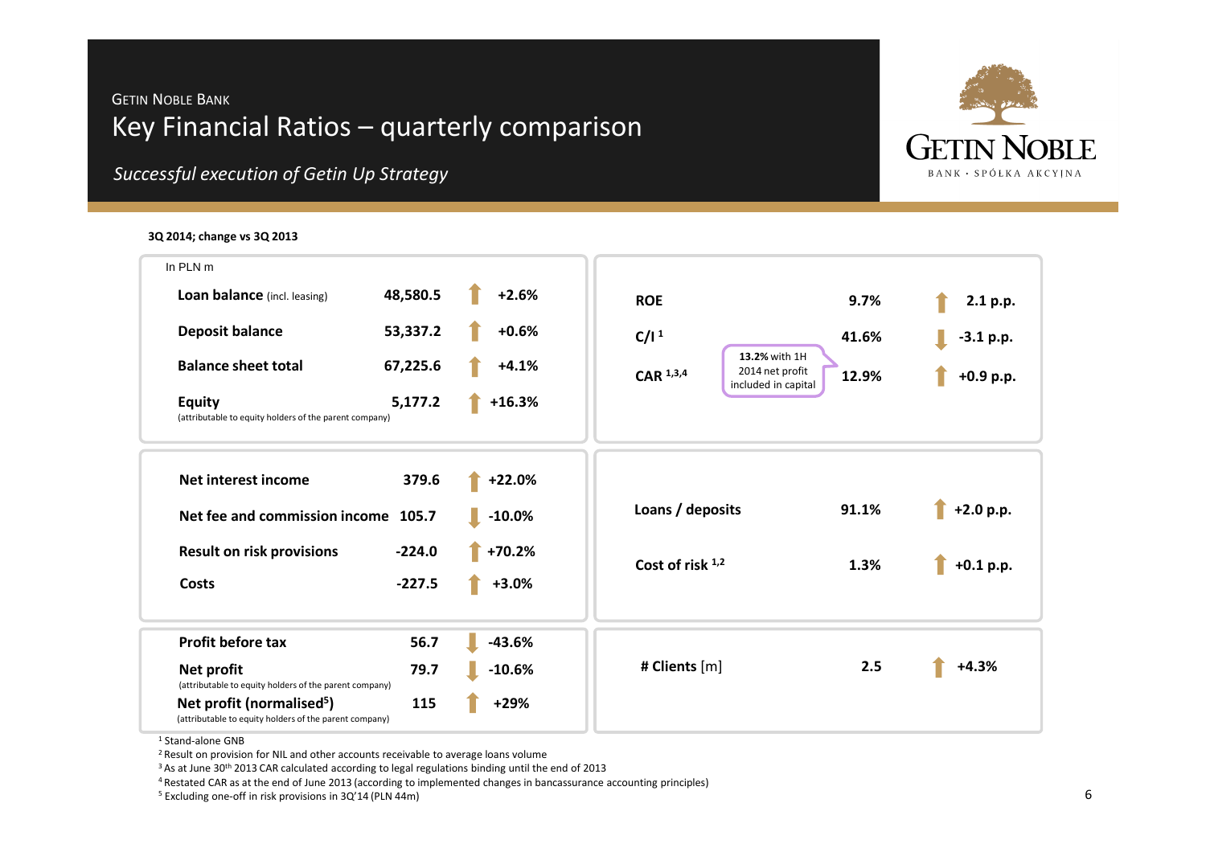GETIN NOBLE BANK

# Key Financial Ratios – quarterly comparison

*Successful execution of Getin Up Strategy*

**3Q 2014; change vs 3Q 2013**

In PLN m

| | Value | Change |
|---|---|---|
| **Loan balance** (incl. leasing) | 48,580.5 | ↑ +2.6% |
| **Deposit balance** | 53,337.2 | ↑ +0.6% |
| **Balance sheet total** | 67,225.6 | ↑ +4.1% |
| **Equity** (attributable to equity holders of the parent company) | 5,177.2 | ↑ +16.3% |

| | Value | Change |
|---|---|---|
| **ROE** | 9.7% | ↑ 2.1 p.p. |
| **C/I** [1] | 41.6% | ↓ -3.1 p.p. |
| **CAR** [1,3,4] | 12.9% | ↑ +0.9 p.p. |

**13.2%** with 1H 2014 net profit included in capital

| | Value | Change |
|---|---|---|
| **Net interest income** | 379.6 | ↑ +22.0% |
| **Net fee and commission income** | 105.7 | ↓ -10.0% |
| **Result on risk provisions** | -224.0 | ↑ +70.2% |
| **Costs** | -227.5 | ↑ +3.0% |

| | Value | Change |
|---|---|---|
| **Loans / deposits** | 91.1% | ↑ +2.0 p.p. |
| **Cost of risk** [1,2] | 1.3% | ↑ +0.1 p.p. |

| | Value | Change |
|---|---|---|
| **Profit before tax** | 56.7 | ↓ -43.6% |
| **Net profit** (attributable to equity holders of the parent company) | 79.7 | ↓ -10.6% |
| **Net profit (normalised[5])** (attributable to equity holders of the parent company) | 115 | ↑ +29% |

| | Value | Change |
|---|---|---|
| **# Clients** [m] | 2.5 | ↑ +4.3% |

[1] Stand-alone GNB

[2] Result on provision for NIL and other accounts receivable to average loans volume

[3] As at June 30th 2013 CAR calculated according to legal regulations binding until the end of 2013

[4] Restated CAR as at the end of June 2013 (according to implemented changes in bancassurance accounting principles)

[5] Excluding one-off in risk provisions in 3Q'14 (PLN 44m)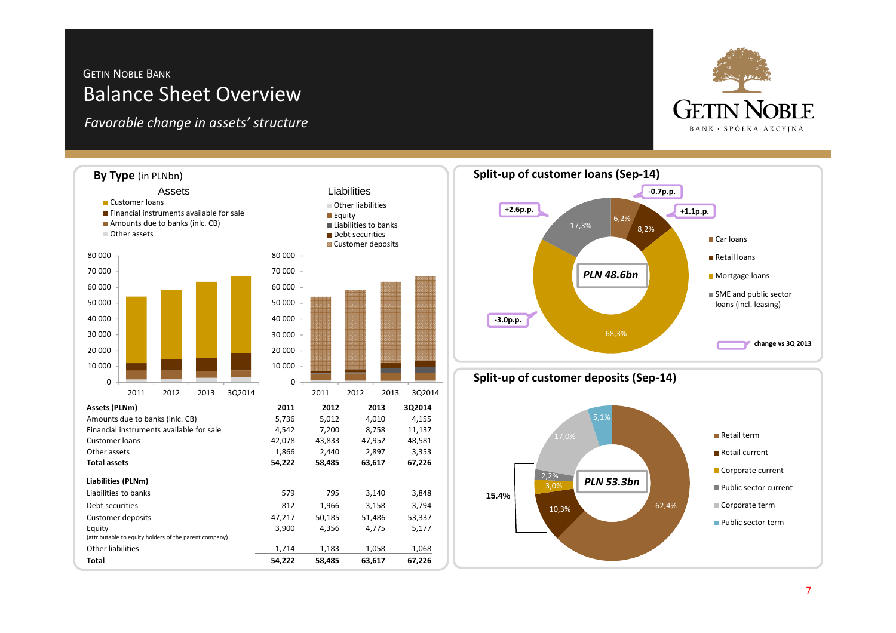GETIN NOBLE BANK

# Balance Sheet Overview

*Favorable change in assets' structure*

## By Type (in PLNbn)

### Assets

- Customer loans
- Financial instruments available for sale
- Amounts due to banks (inlc. CB)
- Other assets

### Liabilities

- Other liabilities
- Equity
- Liabilities to banks
- Debt securities
- Customer deposits

| Assets (PLNm) | 2011 | 2012 | 2013 | 3Q2014 |
|---|---|---|---|---|
| Amounts due to banks (inlc. CB) | 5,736 | 5,012 | 4,010 | 4,155 |
| Financial instruments available for sale | 4,542 | 7,200 | 8,758 | 11,137 |
| Customer loans | 42,078 | 43,833 | 47,952 | 48,581 |
| Other assets | 1,866 | 2,440 | 2,897 | 3,353 |
| **Total assets** | **54,222** | **58,485** | **63,617** | **67,226** |

| Liabilities (PLNm) | 2011 | 2012 | 2013 | 3Q2014 |
|---|---|---|---|---|
| Liabilities to banks | 579 | 795 | 3,140 | 3,848 |
| Debt securities | 812 | 1,966 | 3,158 | 3,794 |
| Customer deposits | 47,217 | 50,185 | 51,486 | 53,337 |
| Equity (attributable to equity holders of the parent company) | 3,900 | 4,356 | 4,775 | 5,177 |
| Other liabilities | 1,714 | 1,183 | 1,058 | 1,068 |
| **Total** | **54,222** | **58,485** | **63,617** | **67,226** |

## Split-up of customer loans (Sep-14)

PLN 48.6bn

| Type | Share | Change vs 3Q 2013 |
|---|---|---|
| Car loans | 6,2% | -0.7p.p. |
| Retail loans | 8,2% | +1.1p.p. |
| Mortgage loans | 68,3% | -3.0p.p. |
| SME and public sector loans (incl. leasing) | 17,3% | +2.6p.p. |

## Split-up of customer deposits (Sep-14)

PLN 53.3bn

| Type | Share |
|---|---|
| Retail term | 62,4% |
| Retail current | 10,3% |
| Corporate current | 3,0% |
| Public sector current | 2,2% |
| Corporate term | 17,0% |
| Public sector term | 5,1% |

Current deposits: 15.4%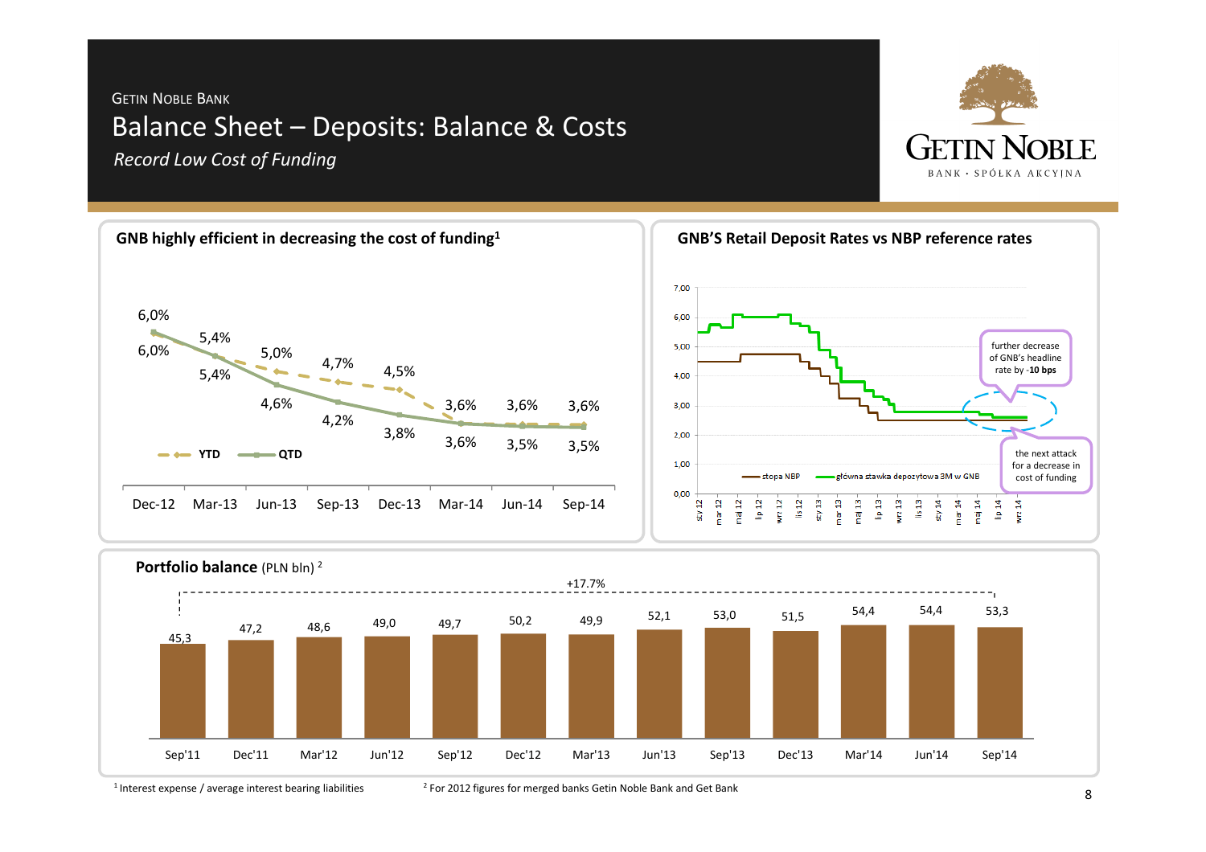Getin Noble Bank

# Balance Sheet – Deposits: Balance & Costs

*Record Low Cost of Funding*

## GNB highly efficient in decreasing the cost of funding[1]

| | Dec-12 | Mar-13 | Jun-13 | Sep-13 | Dec-13 | Mar-14 | Jun-14 | Sep-14 |
|---|---|---|---|---|---|---|---|---|
| YTD | 6,0% | 5,4% | 5,0% | 4,7% | 4,5% | 3,6% | 3,6% | 3,6% |
| QTD | 6,0% | 5,4% | 4,6% | 4,2% | 3,8% | 3,6% | 3,5% | 3,5% |

## GNB'S Retail Deposit Rates vs NBP reference rates

Legend: stopa NBP; główna stawka depozytowa 3M w GNB

- further decrease of GNB's headline rate by **-10 bps**
- the next attack for a decrease in cost of funding

## Portfolio balance (PLN bln) [2]

| Sep'11 | Dec'11 | Mar'12 | Jun'12 | Sep'12 | Dec'12 | Mar'13 | Jun'13 | Sep'13 | Dec'13 | Mar'14 | Jun'14 | Sep'14 |
|---|---|---|---|---|---|---|---|---|---|---|---|---|
| 45,3 | 47,2 | 48,6 | 49,0 | 49,7 | 50,2 | 49,9 | 52,1 | 53,0 | 51,5 | 54,4 | 54,4 | 53,3 |

+17.7% (Sep'11 – Sep'14)

[1] Interest expense / average interest bearing liabilities

[2] For 2012 figures for merged banks Getin Noble Bank and Get Bank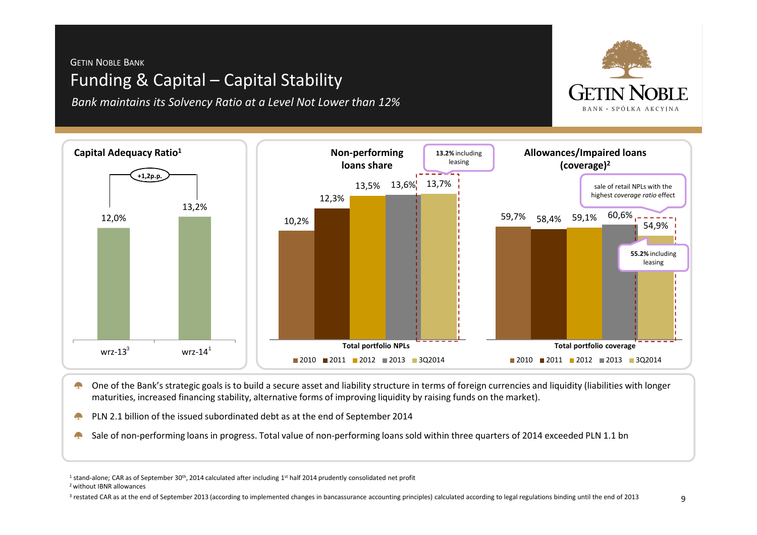GETIN NOBLE BANK

# Funding & Capital – Capital Stability

*Bank maintains its Solvency Ratio at a Level Not Lower than 12%*

### Capital Adequacy Ratio[1]

| | wrz-13[3] | wrz-14[1] |
|---|---|---|
| Capital Adequacy Ratio | 12,0% | 13,2% |

+1,2p.p.

### Non-performing loans share

| Total portfolio NPLs | 2010 | 2011 | 2012 | 2013 | 3Q2014 |
|---|---|---|---|---|---|
| | 10,2% | 12,3% | 13,5% | 13,6% | 13,7% |

**13.2%** including leasing

### Allowances/Impaired loans (coverage)[2]

| Total portfolio coverage | 2010 | 2011 | 2012 | 2013 | 3Q2014 |
|---|---|---|---|---|---|
| | 59,7% | 58,4% | 59,1% | 60,6% | 54,9% |

sale of retail NPLs with the highest *coverage ratio* effect

**55.2%** including leasing

- One of the Bank's strategic goals is to build a secure asset and liability structure in terms of foreign currencies and liquidity (liabilities with longer maturities, increased financing stability, alternative forms of improving liquidity by raising funds on the market).
- PLN 2.1 billion of the issued subordinated debt as at the end of September 2014
- Sale of non-performing loans in progress. Total value of non-performing loans sold within three quarters of 2014 exceeded PLN 1.1 bn

[1] stand-alone; CAR as of September 30th, 2014 calculated after including 1st half 2014 prudently consolidated net profit
[2] without IBNR allowances
[3] restated CAR as at the end of September 2013 (according to implemented changes in bancassurance accounting principles) calculated according to legal regulations binding until the end of 2013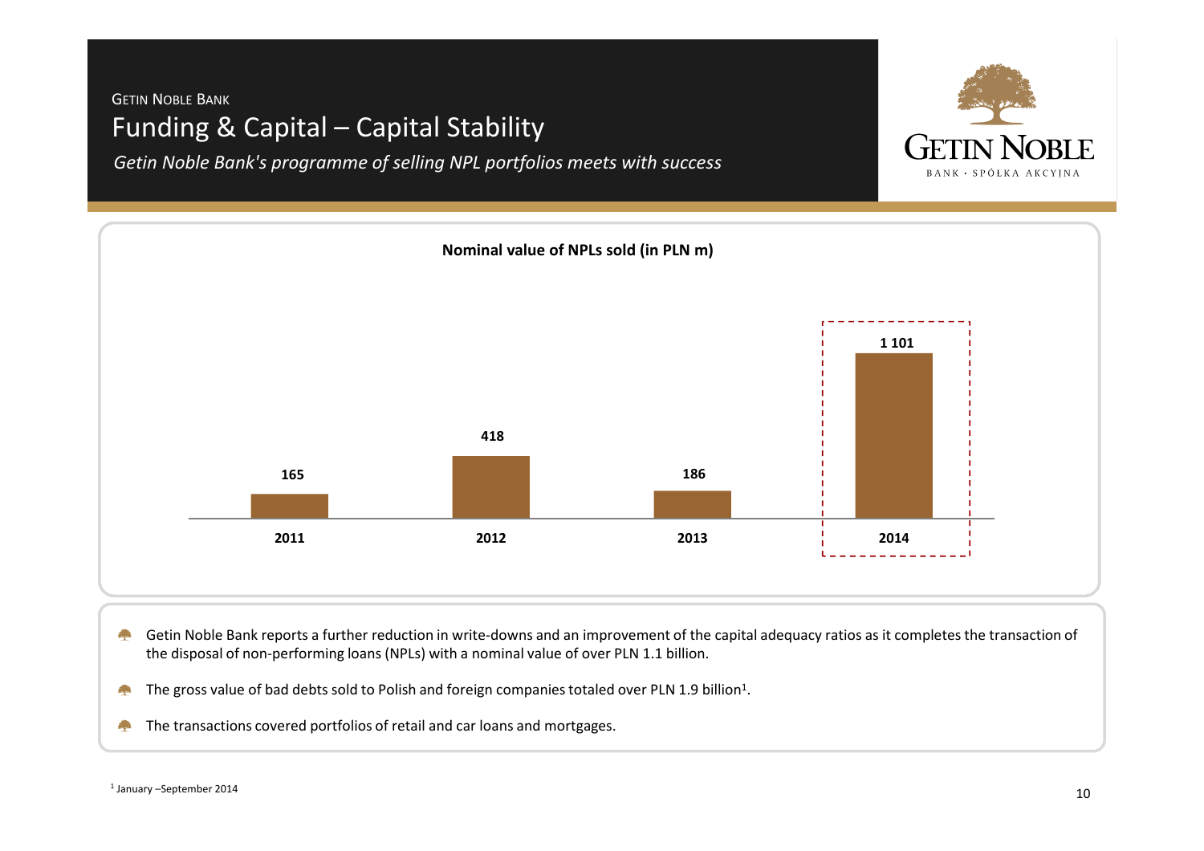GETIN NOBLE BANK

# Funding & Capital – Capital Stability

*Getin Noble Bank's programme of selling NPL portfolios meets with success*

**Nominal value of NPLs sold (in PLN m)**

| Year | Value |
|---|---|
| 2011 | 165 |
| 2012 | 418 |
| 2013 | 186 |
| 2014 | 1 101 |

- Getin Noble Bank reports a further reduction in write-downs and an improvement of the capital adequacy ratios as it completes the transaction of the disposal of non-performing loans (NPLs) with a nominal value of over PLN 1.1 billion.
- The gross value of bad debts sold to Polish and foreign companies totaled over PLN 1.9 billion[1].
- The transactions covered portfolios of retail and car loans and mortgages.

[1] January –September 2014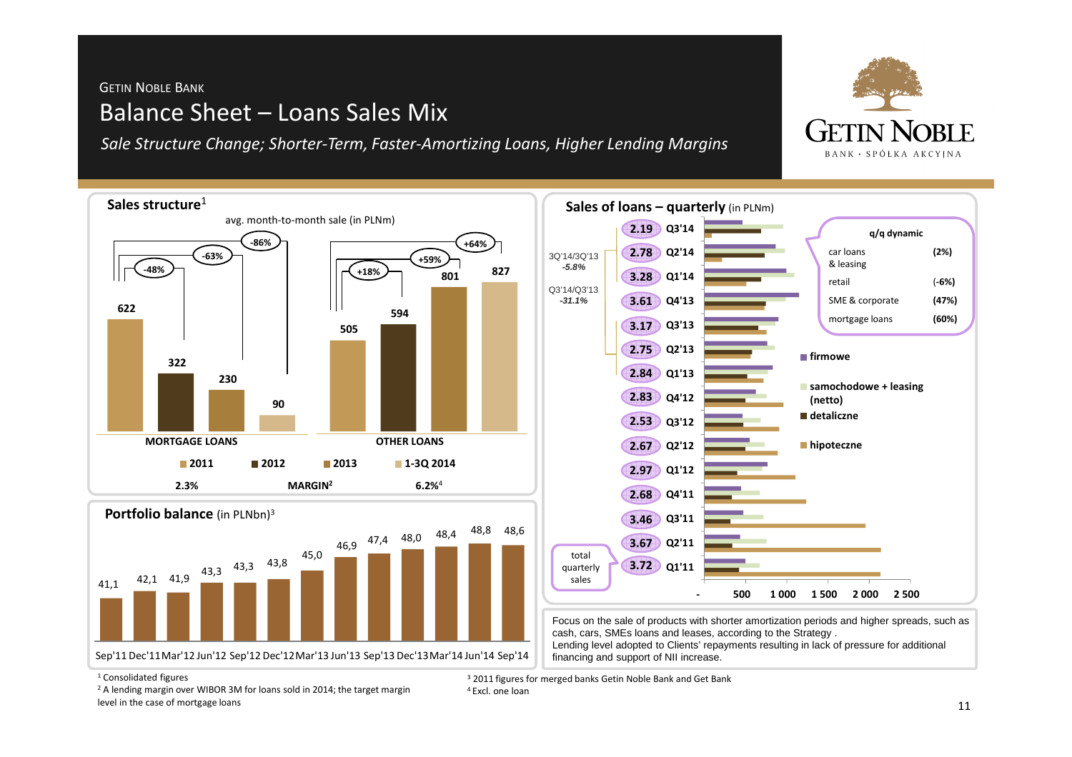GETIN NOBLE BANK

# Balance Sheet – Loans Sales Mix

*Sale Structure Change; Shorter-Term, Faster-Amortizing Loans, Higher Lending Margins*

GETIN NOBLE BANK · SPÓŁKA AKCYJNA

## Sales structure[1]

avg. month-to-month sale (in PLNm)

| | 2011 | 2012 | 2013 | 1-3Q 2014 |
|---|---|---|---|---|
| MORTGAGE LOANS | 622 | 322 | 230 | 90 |
| OTHER LOANS | 505 | 594 | 801 | 827 |

Mortgage loans change vs 2011: -48% (2012), -63% (2013), -86% (1-3Q 2014)

Other loans change vs 2011: +18% (2012), +59% (2013), +64% (1-3Q 2014)

| | MARGIN[2] |
|---|---|
| MORTGAGE LOANS | 2.3% |
| OTHER LOANS | 6.2%[4] |

## Portfolio balance (in PLNbn)[3]

| Sep'11 | Dec'11 | Mar'12 | Jun'12 | Sep'12 | Dec'12 | Mar'13 | Jun'13 | Sep'13 | Dec'13 | Mar'14 | Jun'14 | Sep'14 |
|---|---|---|---|---|---|---|---|---|---|---|---|---|
| 41,1 | 42,1 | 41,9 | 43,3 | 43,3 | 43,8 | 45,0 | 46,9 | 47,4 | 48,0 | 48,4 | 48,8 | 48,6 |

## Sales of loans – quarterly (in PLNm)

Total quarterly sales (PLNbn):

| Quarter | Total quarterly sales |
|---|---|
| Q3'14 | 2.19 |
| Q2'14 | 2.78 |
| Q1'14 | 3.28 |
| Q4'13 | 3.61 |
| Q3'13 | 3.17 |
| Q2'13 | 2.75 |
| Q1'13 | 2.84 |
| Q4'12 | 2.83 |
| Q3'12 | 2.53 |
| Q2'12 | 2.67 |
| Q1'12 | 2.97 |
| Q4'11 | 2.68 |
| Q3'11 | 3.46 |
| Q2'11 | 3.67 |
| Q1'11 | 3.72 |

3Q'14/3Q'13: *-5.8%*

Q3'14/Q3'13: *-31.1%*

Legend: firmowe; samochodowe + leasing (netto); detaliczne; hipoteczne

| q/q dynamic | |
|---|---|
| car loans & leasing | (2%) |
| retail | (-6%) |
| SME & corporate | (47%) |
| mortgage loans | (60%) |

Focus on the sale of products with shorter amortization periods and higher spreads, such as cash, cars, SMEs loans and leases, according to the Strategy .
Lending level adopted to Clients' repayments resulting in lack of pressure for additional financing and support of NII increase.

[1] Consolidated figures
[2] A lending margin over WIBOR 3M for loans sold in 2014; the target margin level in the case of mortgage loans
[3] 2011 figures for merged banks Getin Noble Bank and Get Bank
[4] Excl. one loan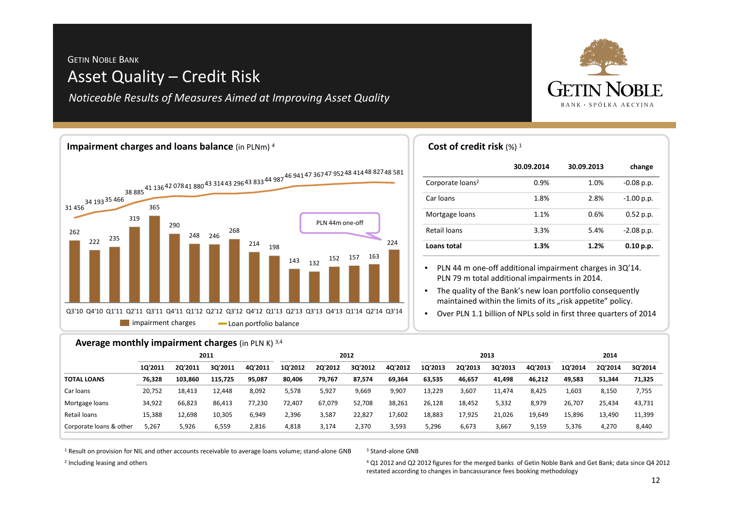GETIN NOBLE BANK

# Asset Quality – Credit Risk

*Noticeable Results of Measures Aimed at Improving Asset Quality*

## Impairment charges and loans balance (in PLNm) [4]

| | Q3'10 | Q4'10 | Q1'11 | Q2'11 | Q3'11 | Q4'11 | Q1'12 | Q2'12 | Q3'12 | Q4'12 | Q1'13 | Q2'13 | Q3'13 | Q4'13 | Q1'14 | Q2'14 | Q3'14 |
|---|---|---|---|---|---|---|---|---|---|---|---|---|---|---|---|---|---|
| impairment charges | 262 | 222 | 235 | 319 | 365 | 290 | 248 | 246 | 268 | 214 | 198 | 143 | 132 | 152 | 157 | 163 | 224 |
| Loan portfolio balance | 31 456 | 34 193 | 35 466 | 38 885 | 41 136 | 42 078 | 41 880 | 43 314 | 43 296 | 43 833 | 44 987 | 46 941 | 47 367 | 47 952 | 48 414 | 48 827 | 48 581 |

PLN 44m one-off

## Cost of credit risk (%) [1]

| | 30.09.2014 | 30.09.2013 | change |
|---|---|---|---|
| Corporate loans[2] | 0.9% | 1.0% | -0.08 p.p. |
| Car loans | 1.8% | 2.8% | -1.00 p.p. |
| Mortgage loans | 1.1% | 0.6% | 0.52 p.p. |
| Retail loans | 3.3% | 5.4% | -2.08 p.p. |
| **Loans total** | **1.3%** | **1.2%** | **0.10 p.p.** |

- PLN 44 m one-off additional impairment charges in 3Q'14. PLN 79 m total additional impairments in 2014.
- The quality of the Bank's new loan portfolio consequently maintained within the limits of its „risk appetite" policy.
- Over PLN 1.1 billion of NPLs sold in first three quarters of 2014

## Average monthly impairment charges (in PLN K) [3,4]

| | 2011 | | | | 2012 | | | | 2013 | | | | 2014 | | |
|---|---|---|---|---|---|---|---|---|---|---|---|---|---|---|---|
| | 1Q'2011 | 2Q'2011 | 3Q'2011 | 4Q'2011 | 1Q'2012 | 2Q'2012 | 3Q'2012 | 4Q'2012 | 1Q'2013 | 2Q'2013 | 3Q'2013 | 4Q'2013 | 1Q'2014 | 2Q'2014 | 3Q'2014 |
| **TOTAL LOANS** | **76,328** | **103,860** | **115,725** | **95,087** | **80,406** | **79,767** | **87,574** | **69,364** | **63,535** | **46,657** | **41,498** | **46,212** | **49,583** | **51,344** | **71,325** |
| Car loans | 20,752 | 18,413 | 12,448 | 8,092 | 5,578 | 5,927 | 9,669 | 9,907 | 13,229 | 3,607 | 11,474 | 8,425 | 1,603 | 8,150 | 7,755 |
| Mortgage loans | 34,922 | 66,823 | 86,413 | 77,230 | 72,407 | 67,079 | 52,708 | 38,261 | 26,128 | 18,452 | 5,332 | 8,979 | 26,707 | 25,434 | 43,731 |
| Retail loans | 15,388 | 12,698 | 10,305 | 6,949 | 2,396 | 3,587 | 22,827 | 17,602 | 18,883 | 17,925 | 21,026 | 19,649 | 15,896 | 13,490 | 11,399 |
| Corporate loans & other | 5,267 | 5,926 | 6,559 | 2,816 | 4,818 | 3,174 | 2,370 | 3,593 | 5,296 | 6,673 | 3,667 | 9,159 | 5,376 | 4,270 | 8,440 |

[1] Result on provision for NIL and other accounts receivable to average loans volume; stand-alone GNB

[2] Including leasing and others

[3] Stand-alone GNB

[4] Q1 2012 and Q2 2012 figures for the merged banks of Getin Noble Bank and Get Bank; data since Q4 2012 restated according to changes in bancassurance fees booking methodology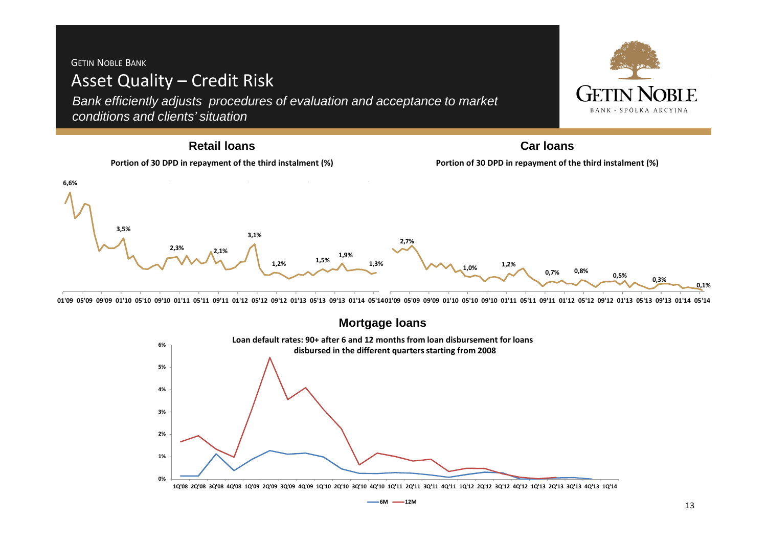GETIN NOBLE BANK

# Asset Quality – Credit Risk

*Bank efficiently adjusts procedures of evaluation and acceptance to market conditions and clients' situation*

GETIN NOBLE BANK • SPÓŁKA AKCYJNA

## Retail loans

**Portion of 30 DPD in repayment of the third instalment (%)**

6,6%; 3,5%; 2,3%; 2,1%; 3,1%; 1,2%; 1,5%; 1,9%; 1,3%

01'09 05'09 09'09 01'10 05'10 09'10 01'11 05'11 09'11 01'12 05'12 09'12 01'13 05'13 09'13 01'14 05'14

## Car loans

**Portion of 30 DPD in repayment of the third instalment (%)**

2,7%; 1,0%; 1,2%; 0,7%; 0,8%; 0,5%; 0,3%; 0,1%

01'09 05'09 09'09 01'10 05'10 09'10 01'11 05'11 09'11 01'12 05'12 09'12 01'13 05'13 09'13 01'14 05'14

## Mortgage loans

**Loan default rates: 90+ after 6 and 12 months from loan disbursement for loans disbursed in the different quarters starting from 2008**

6% 5% 4% 3% 2% 1% 0%

1Q'08 2Q'08 3Q'08 4Q'08 1Q'09 2Q'09 3Q'09 4Q'09 1Q'10 2Q'10 3Q'10 4Q'10 1Q'11 2Q'11 3Q'11 4Q'11 1Q'12 2Q'12 3Q'12 4Q'12 1Q'13 2Q'13 3Q'13 4Q'13 1Q'14

6M — 12M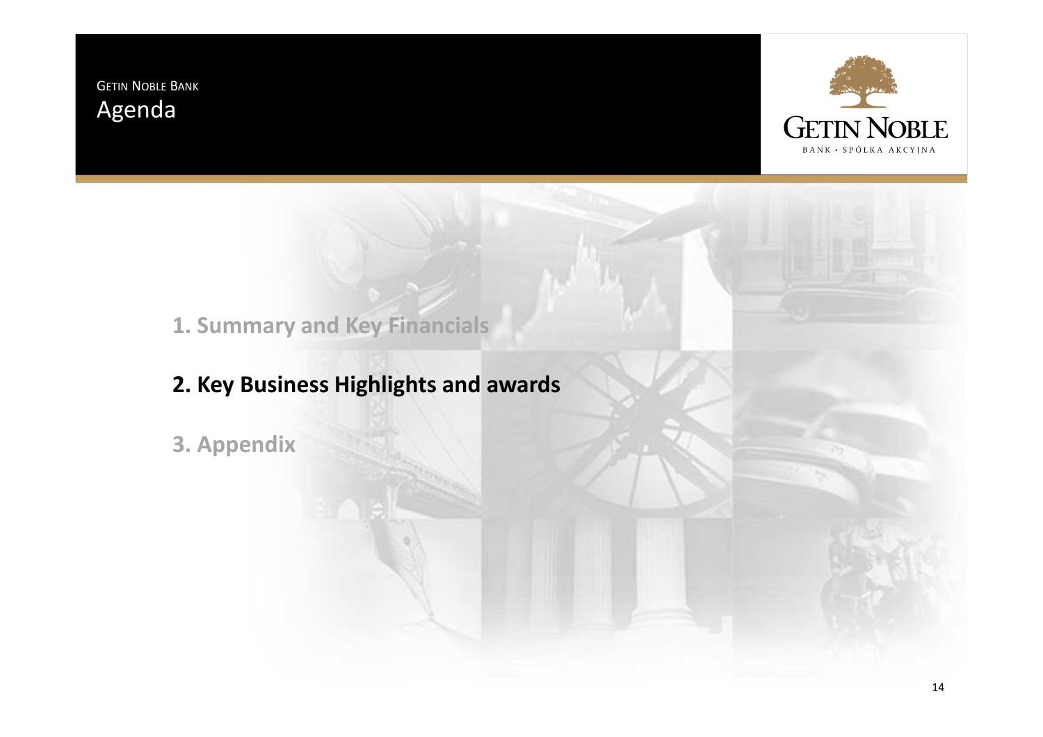GETIN NOBLE BANK

# Agenda

1. Summary and Key Financials

**2. Key Business Highlights and awards**

3. Appendix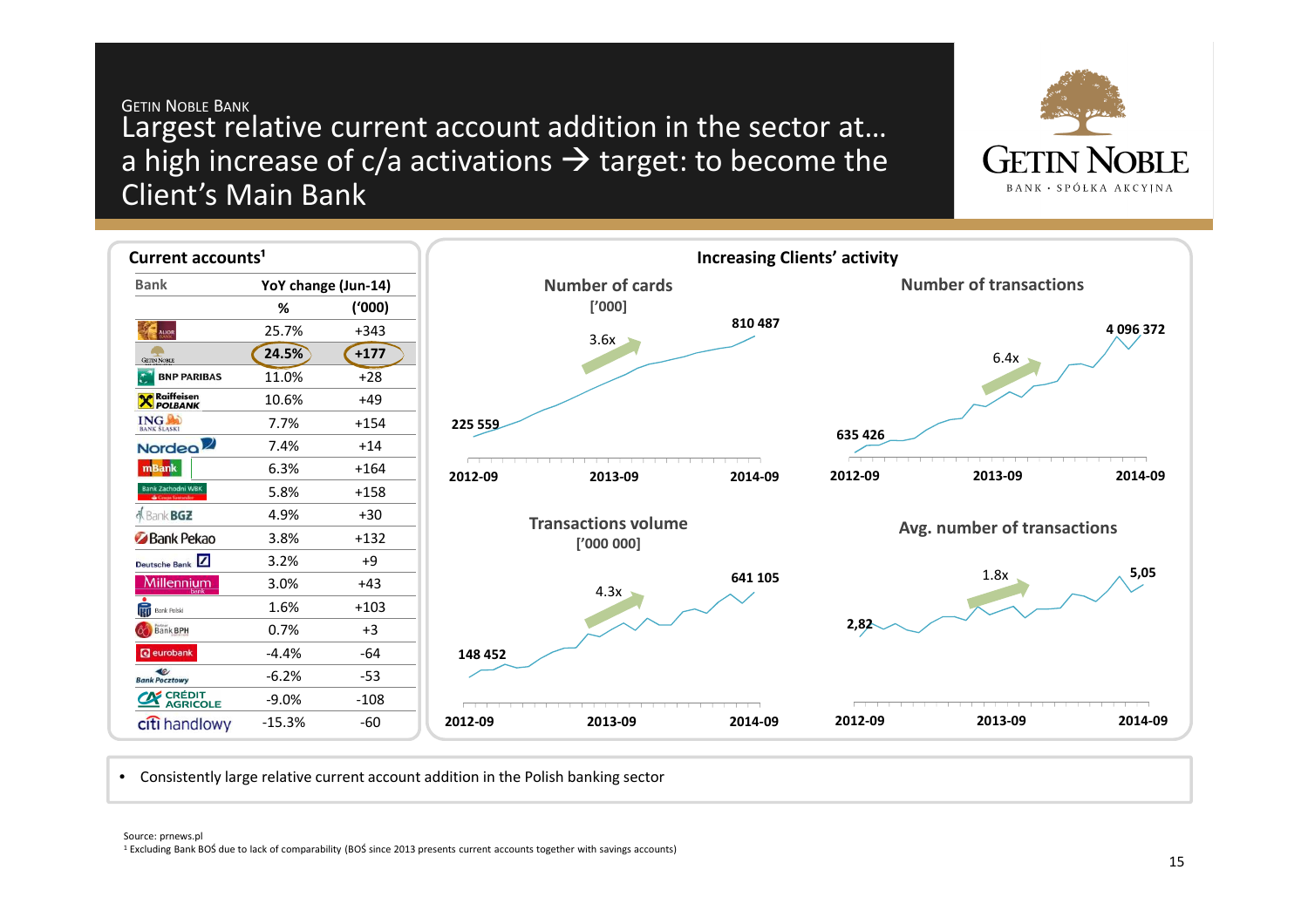GETIN NOBLE BANK

# Largest relative current account addition in the sector at… a high increase of c/a activations → target: to become the Client's Main Bank

GETIN NOBLE
BANK · SPÓŁKA AKCYJNA

## Current accounts[1]

| Bank | YoY change (Jun-14) % | YoY change (Jun-14) ('000) |
|---|---|---|
| Alior Bank | 25.7% | +343 |
| Getin Noble | **24.5%** | **+177** |
| BNP Paribas | 11.0% | +28 |
| Raiffeisen Polbank | 10.6% | +49 |
| ING Bank Śląski | 7.7% | +154 |
| Nordea | 7.4% | +14 |
| mBank | 6.3% | +164 |
| Bank Zachodni WBK | 5.8% | +158 |
| Bank BGŻ | 4.9% | +30 |
| Bank Pekao | 3.8% | +132 |
| Deutsche Bank | 3.2% | +9 |
| Millennium | 3.0% | +43 |
| Bank Polski | 1.6% | +103 |
| Bank BPH | 0.7% | +3 |
| eurobank | -4.4% | -64 |
| Bank Pocztowy | -6.2% | -53 |
| Crédit Agricole | -9.0% | -108 |
| citi handlowy | -15.3% | -60 |

## Increasing Clients' activity

**Number of cards ['000]**: 225 559 (2012-09) → 810 487 (2014-09); 3.6x

**Number of transactions**: 635 426 (2012-09) → 4 096 372 (2014-09); 6.4x

**Transactions volume ['000 000]**: 148 452 (2012-09) → 641 105 (2014-09); 4.3x

**Avg. number of transactions**: 2,82 (2012-09) → 5,05 (2014-09); 1.8x

- Consistently large relative current account addition in the Polish banking sector

Source: prnews.pl

[1] Excluding Bank BOŚ due to lack of comparability (BOŚ since 2013 presents current accounts together with savings accounts)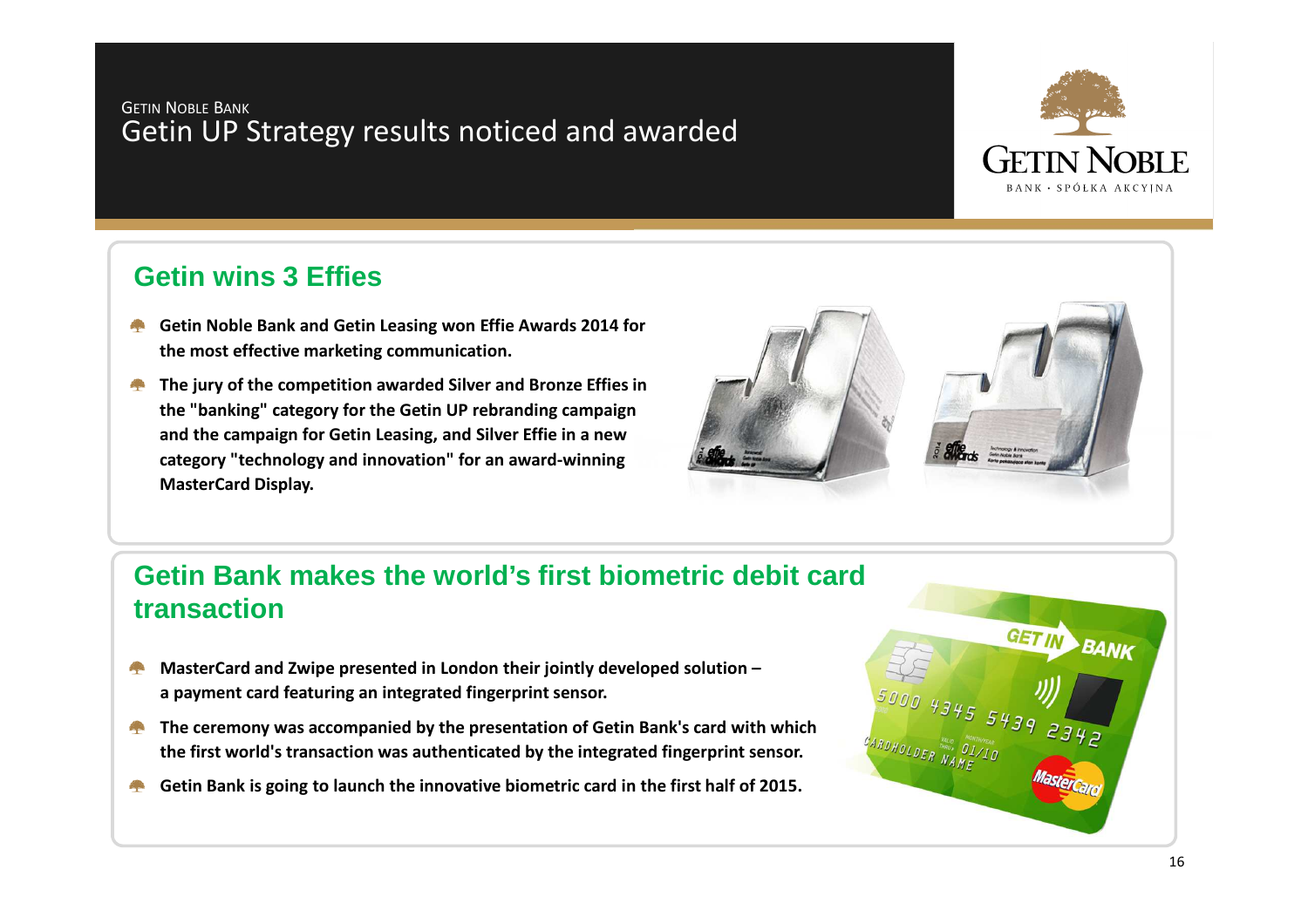GETIN NOBLE BANK

# Getin UP Strategy results noticed and awarded

## Getin wins 3 Effies

- **Getin Noble Bank and Getin Leasing won Effie Awards 2014 for the most effective marketing communication.**
- **The jury of the competition awarded Silver and Bronze Effies in the "banking" category for the Getin UP rebranding campaign and the campaign for Getin Leasing, and Silver Effie in a new category "technology and innovation" for an award-winning MasterCard Display.**

## Getin Bank makes the world's first biometric debit card transaction

- **MasterCard and Zwipe presented in London their jointly developed solution – a payment card featuring an integrated fingerprint sensor.**
- **The ceremony was accompanied by the presentation of Getin Bank's card with which the first world's transaction was authenticated by the integrated fingerprint sensor.**
- **Getin Bank is going to launch the innovative biometric card in the first half of 2015.**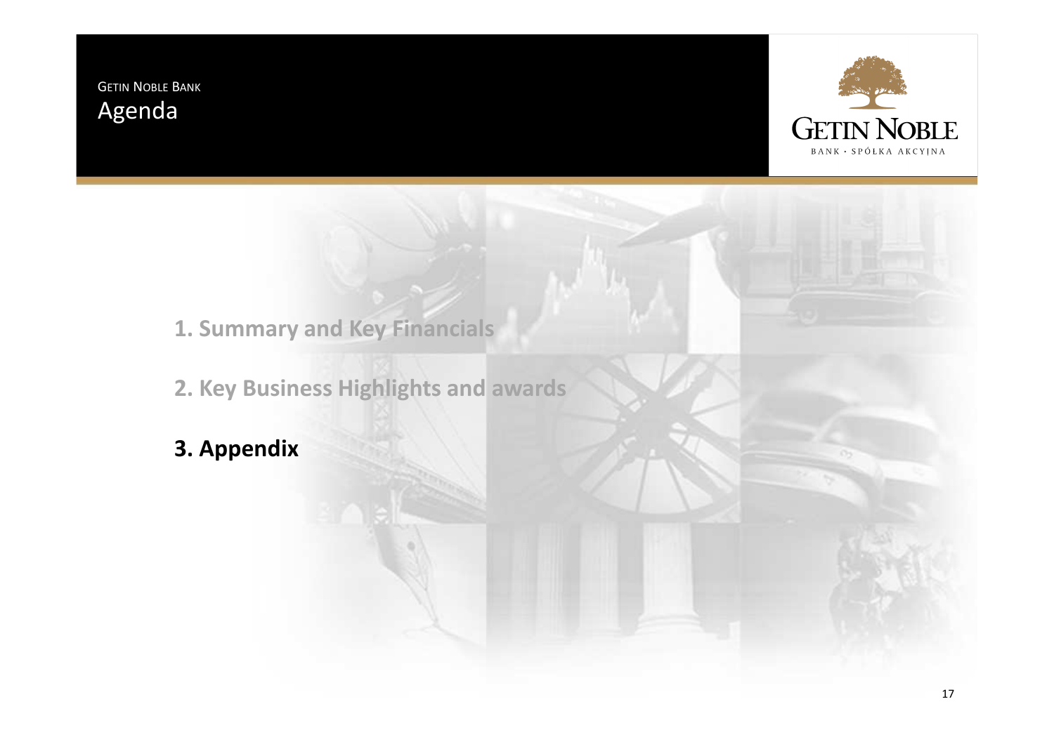GETIN NOBLE BANK

# Agenda

1. Summary and Key Financials

2. Key Business Highlights and awards

**3. Appendix**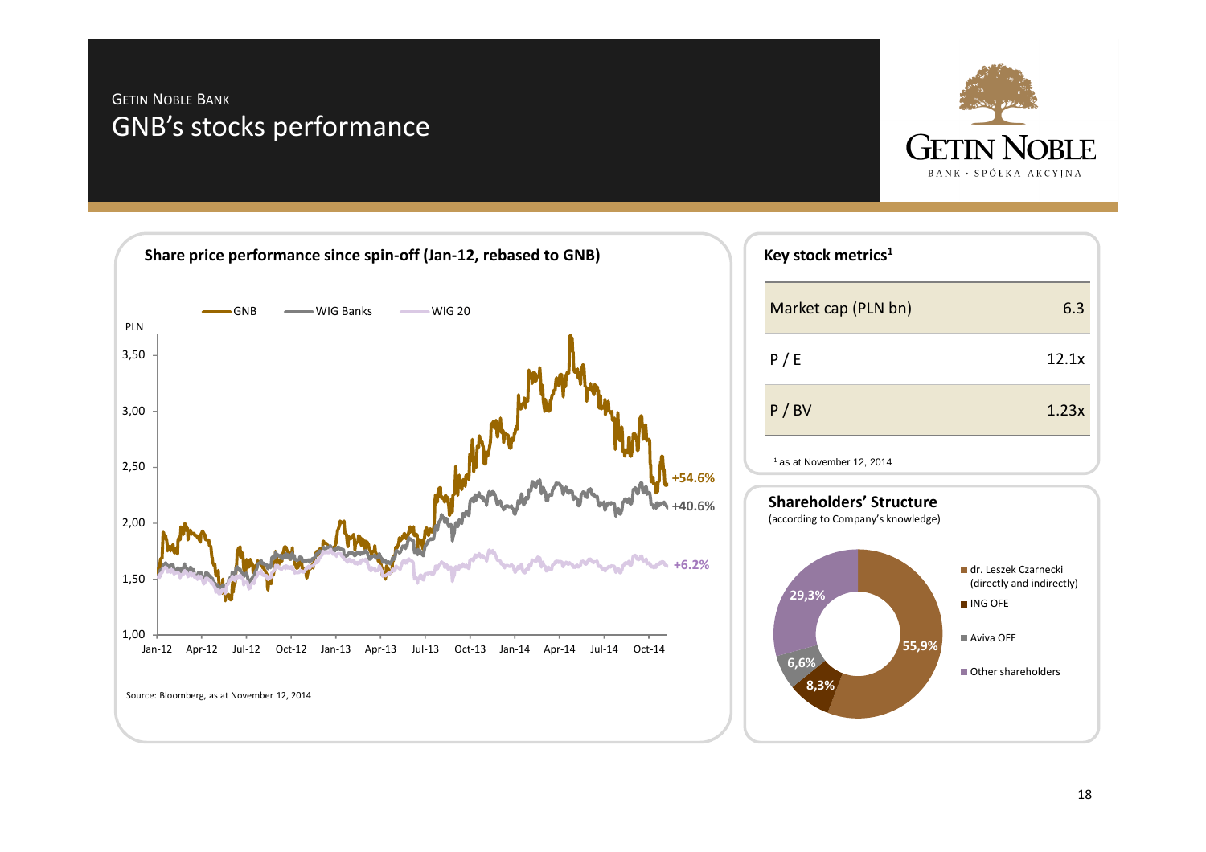GETIN NOBLE BANK

# GNB's stocks performance

GETIN NOBLE
BANK • SPÓŁKA AKCYJNA

## Share price performance since spin-off (Jan-12, rebased to GNB)

GNB | WIG Banks | WIG 20

PLN

3,50
3,00
2,50
2,00
1,50
1,00

Jan-12 Apr-12 Jul-12 Oct-12 Jan-13 Apr-13 Jul-13 Oct-13 Jan-14 Apr-14 Jul-14 Oct-14

+54.6%
+40.6%
+6.2%

Source: Bloomberg, as at November 12, 2014

## Key stock metrics[1]

| Metric | Value |
|---|---|
| Market cap (PLN bn) | 6.3 |
| P / E | 12.1x |
| P / BV | 1.23x |

[1] as at November 12, 2014

## Shareholders' Structure

(according to Company's knowledge)

- dr. Leszek Czarnecki (directly and indirectly): 55,9%
- ING OFE: 8,3%
- Aviva OFE: 6,6%
- Other shareholders: 29,3%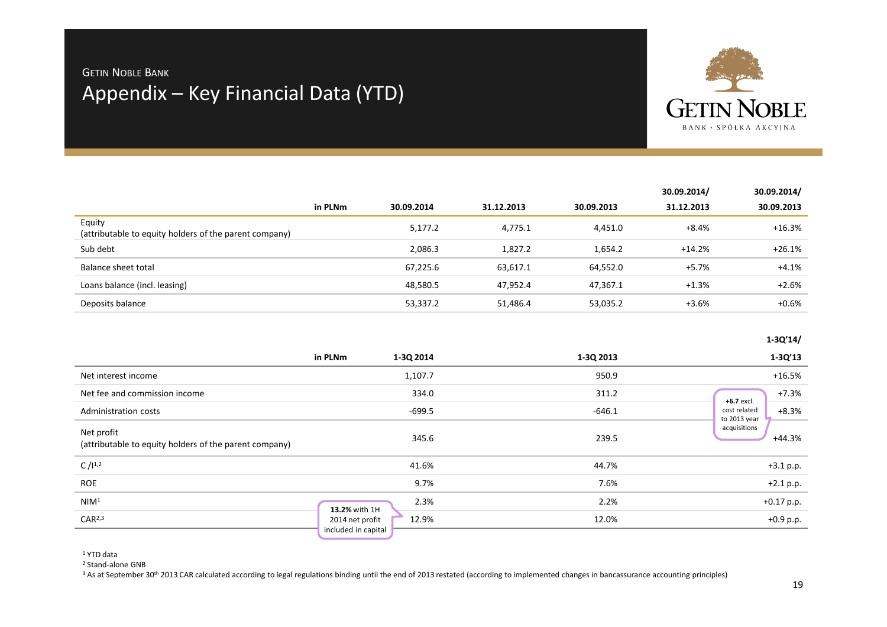GETIN NOBLE BANK

# Appendix – Key Financial Data (YTD)

| in PLNm | 30.09.2014 | 31.12.2013 | 30.09.2013 | 30.09.2014/ 31.12.2013 | 30.09.2014/ 30.09.2013 |
|---|---|---|---|---|---|
| Equity (attributable to equity holders of the parent company) | 5,177.2 | 4,775.1 | 4,451.0 | +8.4% | +16.3% |
| Sub debt | 2,086.3 | 1,827.2 | 1,654.2 | +14.2% | +26.1% |
| Balance sheet total | 67,225.6 | 63,617.1 | 64,552.0 | +5.7% | +4.1% |
| Loans balance (incl. leasing) | 48,580.5 | 47,952.4 | 47,367.1 | +1.3% | +2.6% |
| Deposits balance | 53,337.2 | 51,486.4 | 53,035.2 | +3.6% | +0.6% |

| in PLNm | 1-3Q 2014 | 1-3Q 2013 | 1-3Q'14/ 1-3Q'13 |
|---|---|---|---|
| Net interest income | 1,107.7 | 950.9 | +16.5% |
| Net fee and commission income | 334.0 | 311.2 | +7.3% |
| Administration costs | -699.5 | -646.1 | +8.3% |
| Net profit (attributable to equity holders of the parent company) | 345.6 | 239.5 | +44.3% |
| C/I[1,2] | 41.6% | 44.7% | +3.1 p.p. |
| ROE | 9.7% | 7.6% | +2.1 p.p. |
| NIM[1] | 2.3% | 2.2% | +0.17 p.p. |
| CAR[2,3] | 12.9% | 12.0% | +0.9 p.p. |

**+6.7** excl. cost related to 2013 year acquisitions

**13.2%** with 1H 2014 net profit included in capital

[1] YTD data

[2] Stand-alone GNB

[3] As at September 30th 2013 CAR calculated according to legal regulations binding until the end of 2013 restated (according to implemented changes in bancassurance accounting principles)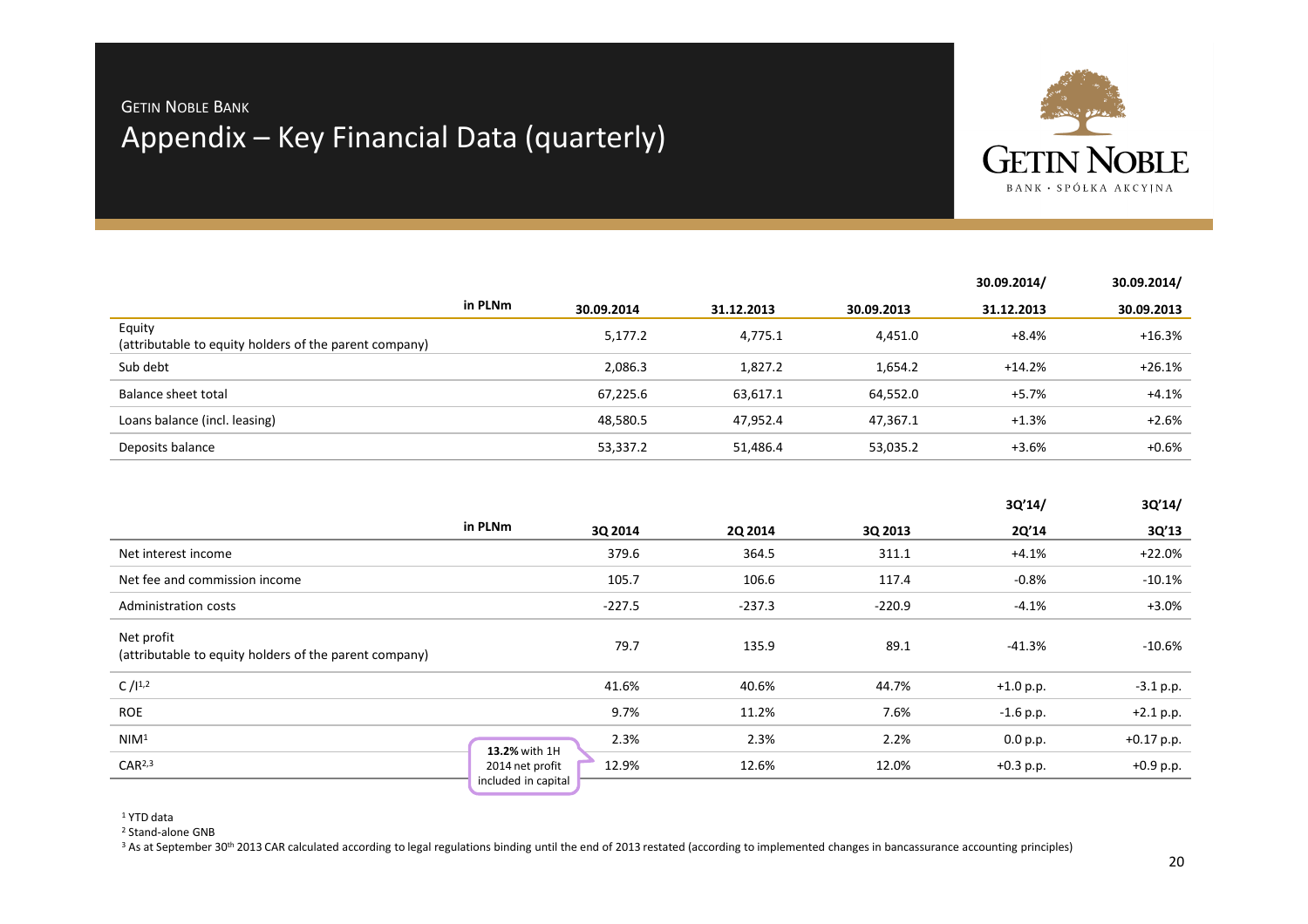GETIN NOBLE BANK

# Appendix – Key Financial Data (quarterly)

| in PLNm | 30.09.2014 | 31.12.2013 | 30.09.2013 | 30.09.2014/ 31.12.2013 | 30.09.2014/ 30.09.2013 |
|---|---|---|---|---|---|
| Equity (attributable to equity holders of the parent company) | 5,177.2 | 4,775.1 | 4,451.0 | +8.4% | +16.3% |
| Sub debt | 2,086.3 | 1,827.2 | 1,654.2 | +14.2% | +26.1% |
| Balance sheet total | 67,225.6 | 63,617.1 | 64,552.0 | +5.7% | +4.1% |
| Loans balance (incl. leasing) | 48,580.5 | 47,952.4 | 47,367.1 | +1.3% | +2.6% |
| Deposits balance | 53,337.2 | 51,486.4 | 53,035.2 | +3.6% | +0.6% |

| in PLNm | 3Q 2014 | 2Q 2014 | 3Q 2013 | 3Q'14/ 2Q'14 | 3Q'14/ 3Q'13 |
|---|---|---|---|---|---|
| Net interest income | 379.6 | 364.5 | 311.1 | +4.1% | +22.0% |
| Net fee and commission income | 105.7 | 106.6 | 117.4 | -0.8% | -10.1% |
| Administration costs | -227.5 | -237.3 | -220.9 | -4.1% | +3.0% |
| Net profit (attributable to equity holders of the parent company) | 79.7 | 135.9 | 89.1 | -41.3% | -10.6% |
| C / I[1,2] | 41.6% | 40.6% | 44.7% | +1.0 p.p. | -3.1 p.p. |
| ROE | 9.7% | 11.2% | 7.6% | -1.6 p.p. | +2.1 p.p. |
| NIM[1] | 2.3% | 2.3% | 2.2% | 0.0 p.p. | +0.17 p.p. |
| CAR[2,3] | 12.9% | 12.6% | 12.0% | +0.3 p.p. | +0.9 p.p. |

**13.2%** with 1H 2014 net profit included in capital

[1] YTD data

[2] Stand-alone GNB

[3] As at September 30th 2013 CAR calculated according to legal regulations binding until the end of 2013 restated (according to implemented changes in bancassurance accounting principles)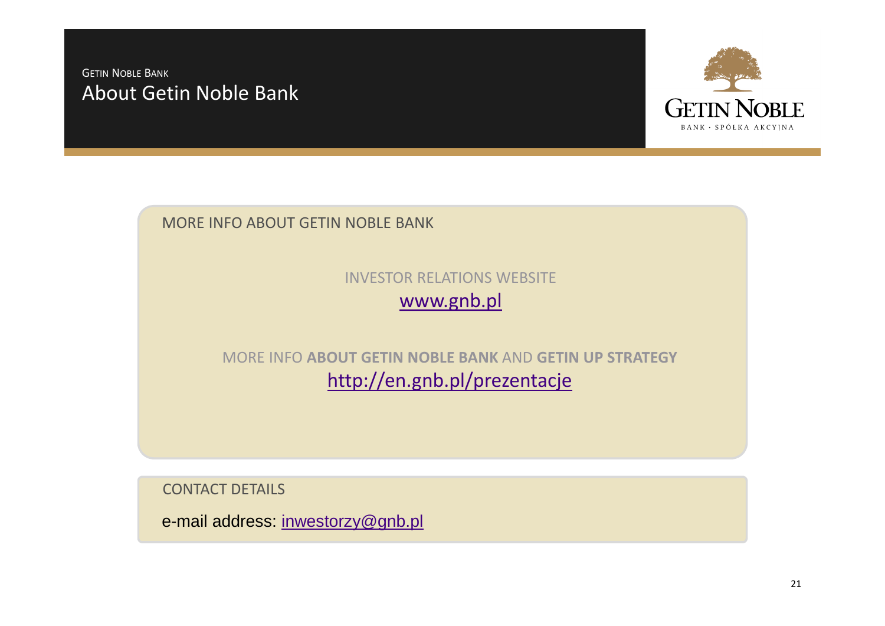GETIN NOBLE BANK

# About Getin Noble Bank

## MORE INFO ABOUT GETIN NOBLE BANK

INVESTOR RELATIONS WEBSITE

www.gnb.pl

MORE INFO **ABOUT GETIN NOBLE BANK** AND **GETIN UP STRATEGY**

http://en.gnb.pl/prezentacje

## CONTACT DETAILS

e-mail address: inwestorzy@gnb.pl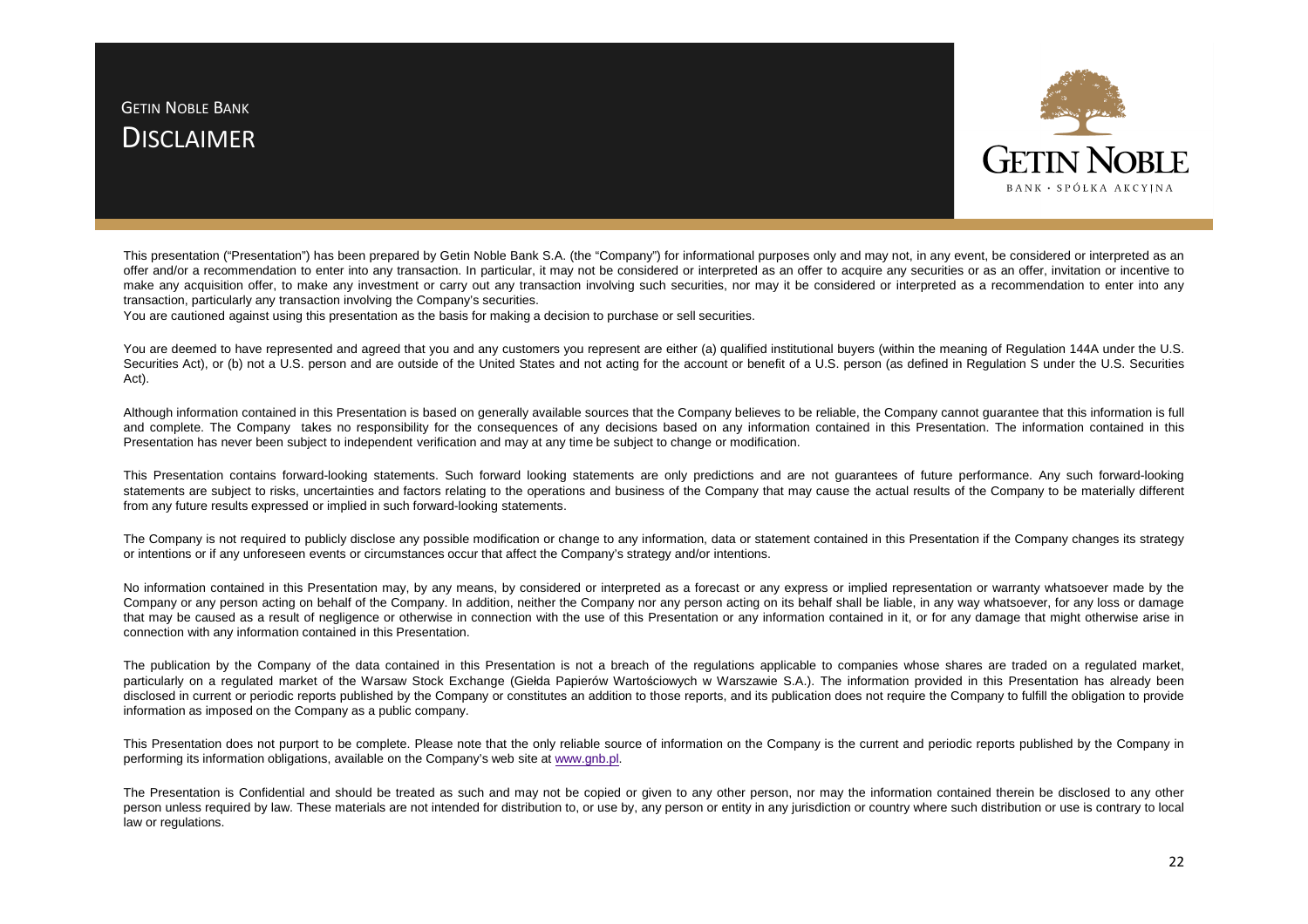# GETIN NOBLE BANK
## DISCLAIMER

This presentation ("Presentation") has been prepared by Getin Noble Bank S.A. (the "Company") for informational purposes only and may not, in any event, be considered or interpreted as an offer and/or a recommendation to enter into any transaction. In particular, it may not be considered or interpreted as an offer to acquire any securities or as an offer, invitation or incentive to make any acquisition offer, to make any investment or carry out any transaction involving such securities, nor may it be considered or interpreted as a recommendation to enter into any transaction, particularly any transaction involving the Company's securities.
You are cautioned against using this presentation as the basis for making a decision to purchase or sell securities.

You are deemed to have represented and agreed that you and any customers you represent are either (a) qualified institutional buyers (within the meaning of Regulation 144A under the U.S. Securities Act), or (b) not a U.S. person and are outside of the United States and not acting for the account or benefit of a U.S. person (as defined in Regulation S under the U.S. Securities Act).

Although information contained in this Presentation is based on generally available sources that the Company believes to be reliable, the Company cannot guarantee that this information is full and complete. The Company takes no responsibility for the consequences of any decisions based on any information contained in this Presentation. The information contained in this Presentation has never been subject to independent verification and may at any time be subject to change or modification.

This Presentation contains forward-looking statements. Such forward looking statements are only predictions and are not guarantees of future performance. Any such forward-looking statements are subject to risks, uncertainties and factors relating to the operations and business of the Company that may cause the actual results of the Company to be materially different from any future results expressed or implied in such forward-looking statements.

The Company is not required to publicly disclose any possible modification or change to any information, data or statement contained in this Presentation if the Company changes its strategy or intentions or if any unforeseen events or circumstances occur that affect the Company's strategy and/or intentions.

No information contained in this Presentation may, by any means, by considered or interpreted as a forecast or any express or implied representation or warranty whatsoever made by the Company or any person acting on behalf of the Company. In addition, neither the Company nor any person acting on its behalf shall be liable, in any way whatsoever, for any loss or damage that may be caused as a result of negligence or otherwise in connection with the use of this Presentation or any information contained in it, or for any damage that might otherwise arise in connection with any information contained in this Presentation.

The publication by the Company of the data contained in this Presentation is not a breach of the regulations applicable to companies whose shares are traded on a regulated market, particularly on a regulated market of the Warsaw Stock Exchange (Giełda Papierów Wartościowych w Warszawie S.A.). The information provided in this Presentation has already been disclosed in current or periodic reports published by the Company or constitutes an addition to those reports, and its publication does not require the Company to fulfill the obligation to provide information as imposed on the Company as a public company.

This Presentation does not purport to be complete. Please note that the only reliable source of information on the Company is the current and periodic reports published by the Company in performing its information obligations, available on the Company's web site at www.gnb.pl.

The Presentation is Confidential and should be treated as such and may not be copied or given to any other person, nor may the information contained therein be disclosed to any other person unless required by law. These materials are not intended for distribution to, or use by, any person or entity in any jurisdiction or country where such distribution or use is contrary to local law or regulations.